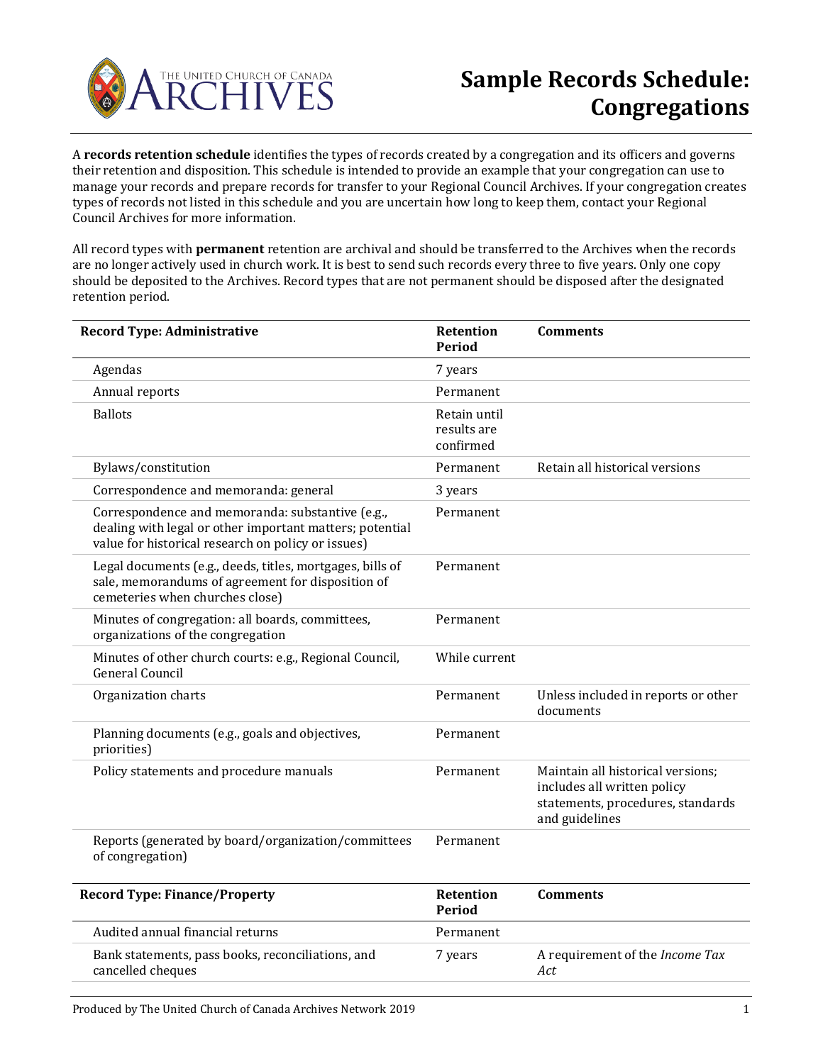THE UNITED CHURCH OF CANADA ARCHIVES

# Sample Records Schedule: Congregations

A **records retention schedule** identifies the types of records created by a congregation and its officers and governs their retention and disposition. This schedule is intended to provide an example that your congregation can use to manage your records and prepare records for transfer to your Regional Council Archives. If your congregation creates types of records not listed in this schedule and you are uncertain how long to keep them, contact your Regional Council Archives for more information.

All record types with **permanent** retention are archival and should be transferred to the Archives when the records are no longer actively used in church work. It is best to send such records every three to five years. Only one copy should be deposited to the Archives. Record types that are not permanent should be disposed after the designated retention period.

| Record Type: Administrative | Retention Period | Comments |
|---|---|---|
| Agendas | 7 years | |
| Annual reports | Permanent | |
| Ballots | Retain until results are confirmed | |
| Bylaws/constitution | Permanent | Retain all historical versions |
| Correspondence and memoranda: general | 3 years | |
| Correspondence and memoranda: substantive (e.g., dealing with legal or other important matters; potential value for historical research on policy or issues) | Permanent | |
| Legal documents (e.g., deeds, titles, mortgages, bills of sale, memorandums of agreement for disposition of cemeteries when churches close) | Permanent | |
| Minutes of congregation: all boards, committees, organizations of the congregation | Permanent | |
| Minutes of other church courts: e.g., Regional Council, General Council | While current | |
| Organization charts | Permanent | Unless included in reports or other documents |
| Planning documents (e.g., goals and objectives, priorities) | Permanent | |
| Policy statements and procedure manuals | Permanent | Maintain all historical versions; includes all written policy statements, procedures, standards and guidelines |
| Reports (generated by board/organization/committees of congregation) | Permanent | |

| Record Type: Finance/Property | Retention Period | Comments |
|---|---|---|
| Audited annual financial returns | Permanent | |
| Bank statements, pass books, reconciliations, and cancelled cheques | 7 years | A requirement of the *Income Tax Act* |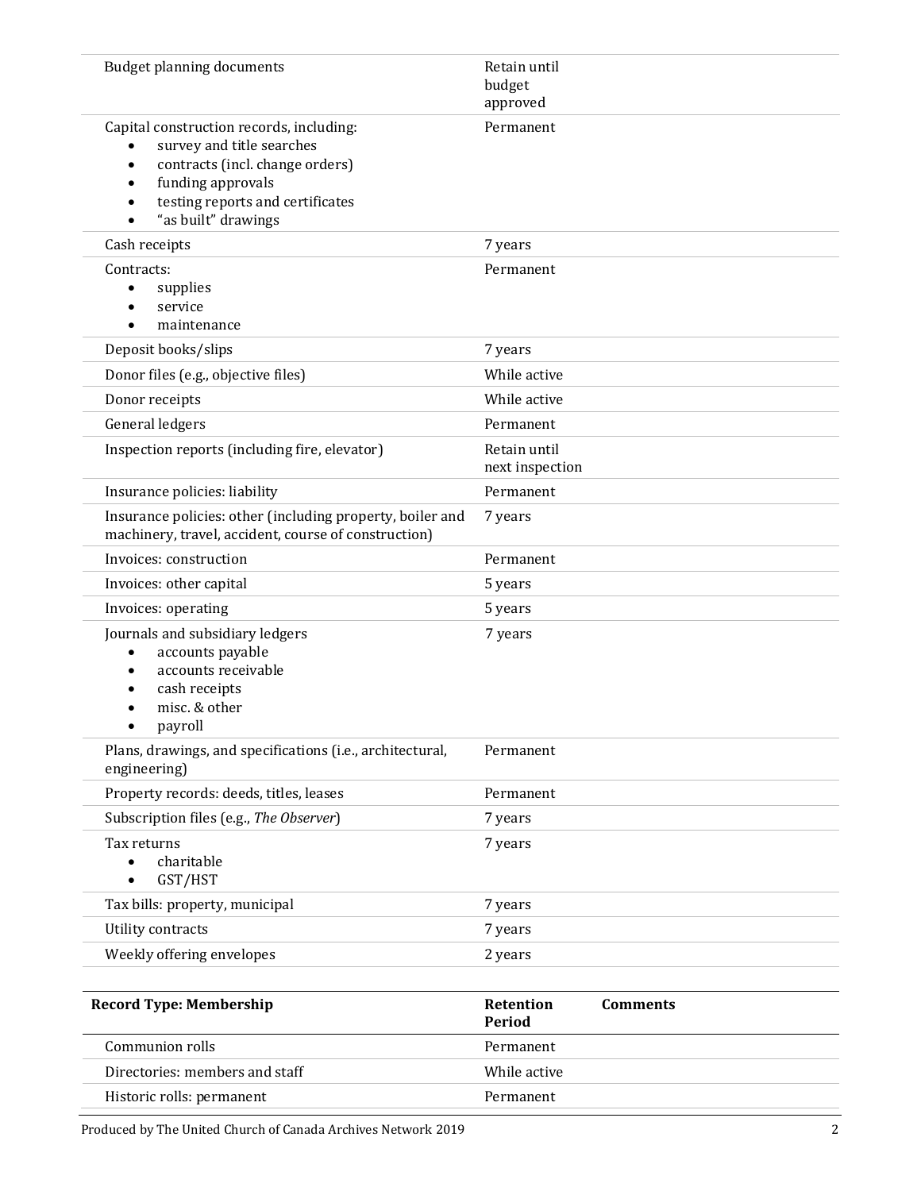| | | |
|---|---|---|
| Budget planning documents | Retain until budget approved | |
| Capital construction records, including:<br>• survey and title searches<br>• contracts (incl. change orders)<br>• funding approvals<br>• testing reports and certificates<br>• "as built" drawings | Permanent | |
| Cash receipts | 7 years | |
| Contracts:<br>• supplies<br>• service<br>• maintenance | Permanent | |
| Deposit books/slips | 7 years | |
| Donor files (e.g., objective files) | While active | |
| Donor receipts | While active | |
| General ledgers | Permanent | |
| Inspection reports (including fire, elevator) | Retain until next inspection | |
| Insurance policies: liability | Permanent | |
| Insurance policies: other (including property, boiler and machinery, travel, accident, course of construction) | 7 years | |
| Invoices: construction | Permanent | |
| Invoices: other capital | 5 years | |
| Invoices: operating | 5 years | |
| Journals and subsidiary ledgers<br>• accounts payable<br>• accounts receivable<br>• cash receipts<br>• misc. & other<br>• payroll | 7 years | |
| Plans, drawings, and specifications (i.e., architectural, engineering) | Permanent | |
| Property records: deeds, titles, leases | Permanent | |
| Subscription files (e.g., *The Observer*) | 7 years | |
| Tax returns<br>• charitable<br>• GST/HST | 7 years | |
| Tax bills: property, municipal | 7 years | |
| Utility contracts | 7 years | |
| Weekly offering envelopes | 2 years | |

| **Record Type: Membership** | **Retention Period** | **Comments** |
|---|---|---|
| Communion rolls | Permanent | |
| Directories: members and staff | While active | |
| Historic rolls: permanent | Permanent | |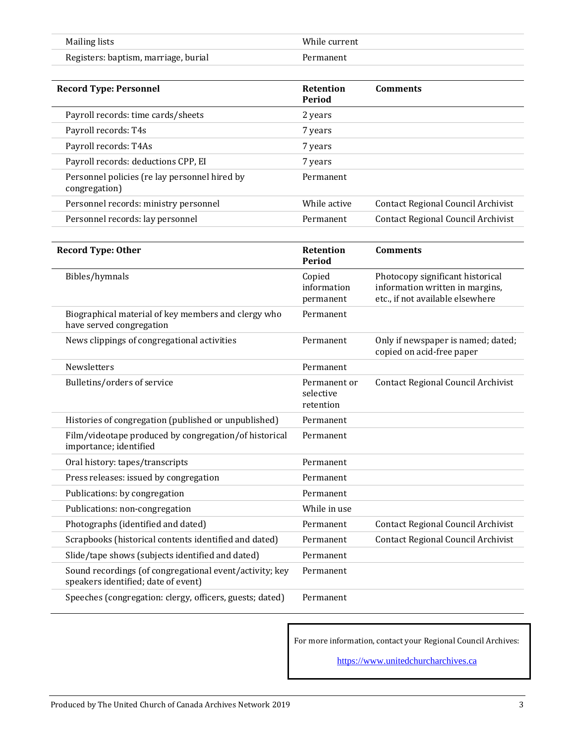| | | |
|---|---|---|
| Mailing lists | While current | |
| Registers: baptism, marriage, burial | Permanent | |

| **Record Type: Personnel** | **Retention Period** | **Comments** |
|---|---|---|
| Payroll records: time cards/sheets | 2 years | |
| Payroll records: T4s | 7 years | |
| Payroll records: T4As | 7 years | |
| Payroll records: deductions CPP, EI | 7 years | |
| Personnel policies (re lay personnel hired by congregation) | Permanent | |
| Personnel records: ministry personnel | While active | Contact Regional Council Archivist |
| Personnel records: lay personnel | Permanent | Contact Regional Council Archivist |

| **Record Type: Other** | **Retention Period** | **Comments** |
|---|---|---|
| Bibles/hymnals | Copied information permanent | Photocopy significant historical information written in margins, etc., if not available elsewhere |
| Biographical material of key members and clergy who have served congregation | Permanent | |
| News clippings of congregational activities | Permanent | Only if newspaper is named; dated; copied on acid-free paper |
| Newsletters | Permanent | |
| Bulletins/orders of service | Permanent or selective retention | Contact Regional Council Archivist |
| Histories of congregation (published or unpublished) | Permanent | |
| Film/videotape produced by congregation/of historical importance; identified | Permanent | |
| Oral history: tapes/transcripts | Permanent | |
| Press releases: issued by congregation | Permanent | |
| Publications: by congregation | Permanent | |
| Publications: non-congregation | While in use | |
| Photographs (identified and dated) | Permanent | Contact Regional Council Archivist |
| Scrapbooks (historical contents identified and dated) | Permanent | Contact Regional Council Archivist |
| Slide/tape shows (subjects identified and dated) | Permanent | |
| Sound recordings (of congregational event/activity; key speakers identified; date of event) | Permanent | |
| Speeches (congregation: clergy, officers, guests; dated) | Permanent | |

For more information, contact your Regional Council Archives:

https://www.unitedchurcharchives.ca

Produced by The United Church of Canada Archives Network 2019